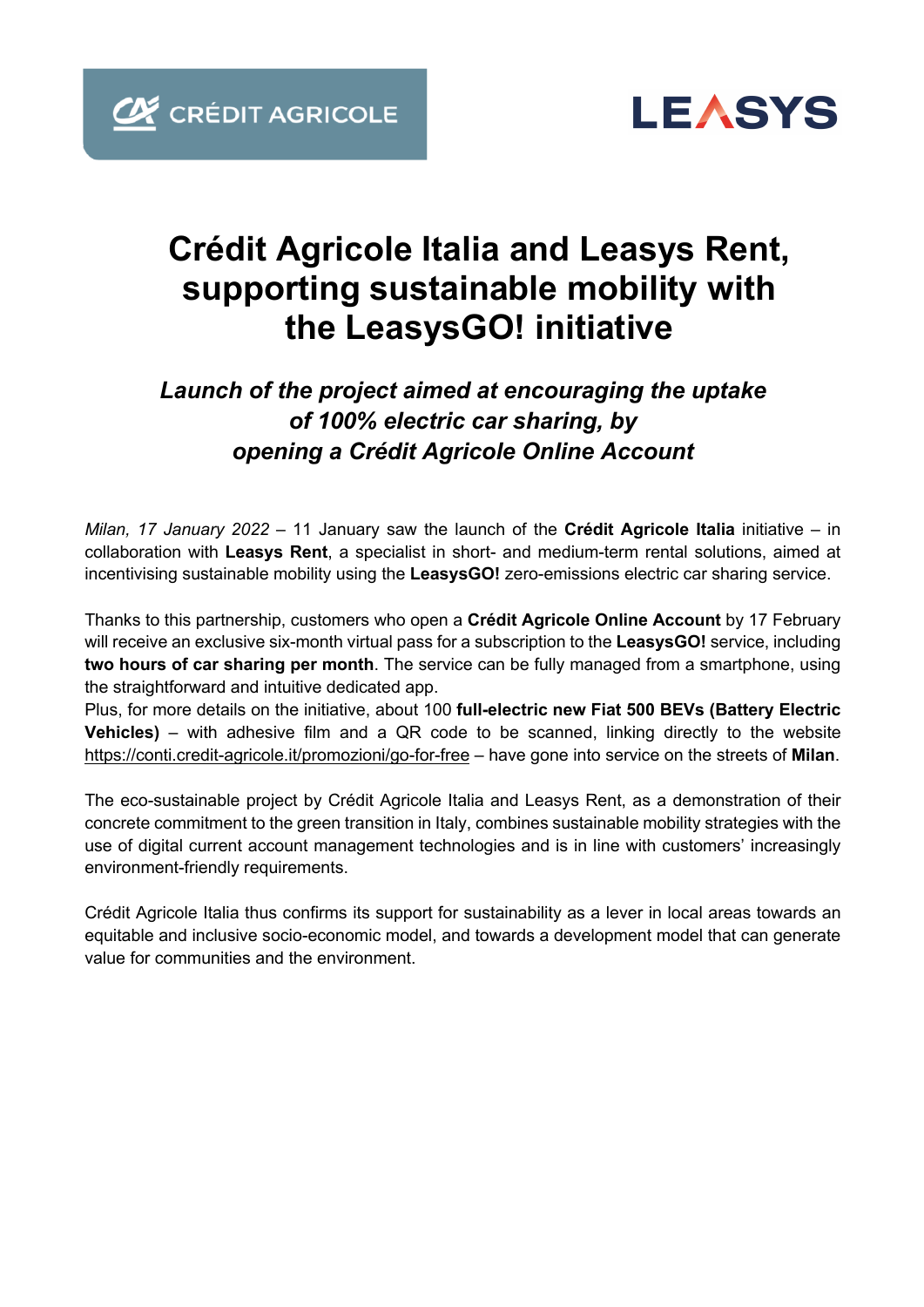# Crédit Agricole Italia and Leasys Rent, supporting sustainable mobility with the LeasysGO! initiative

## *Launch of the project aimed at encouraging the uptake of 100% electric car sharing, by opening a Crédit Agricole Online Account*

*Milan, 17 January 2022* – 11 January saw the launch of the **Crédit Agricole Italia** initiative – in collaboration with **Leasys Rent**, a specialist in short- and medium-term rental solutions, aimed at incentivising sustainable mobility using the **LeasysGO!** zero-emissions electric car sharing service.

Thanks to this partnership, customers who open a **Crédit Agricole Online Account** by 17 February will receive an exclusive six-month virtual pass for a subscription to the **LeasysGO!** service, including **two hours of car sharing per month**. The service can be fully managed from a smartphone, using the straightforward and intuitive dedicated app.
Plus, for more details on the initiative, about 100 **full-electric new Fiat 500 BEVs (Battery Electric Vehicles)** – with adhesive film and a QR code to be scanned, linking directly to the website https://conti.credit-agricole.it/promozioni/go-for-free – have gone into service on the streets of **Milan**.

The eco-sustainable project by Crédit Agricole Italia and Leasys Rent, as a demonstration of their concrete commitment to the green transition in Italy, combines sustainable mobility strategies with the use of digital current account management technologies and is in line with customers' increasingly environment-friendly requirements.

Crédit Agricole Italia thus confirms its support for sustainability as a lever in local areas towards an equitable and inclusive socio-economic model, and towards a development model that can generate value for communities and the environment.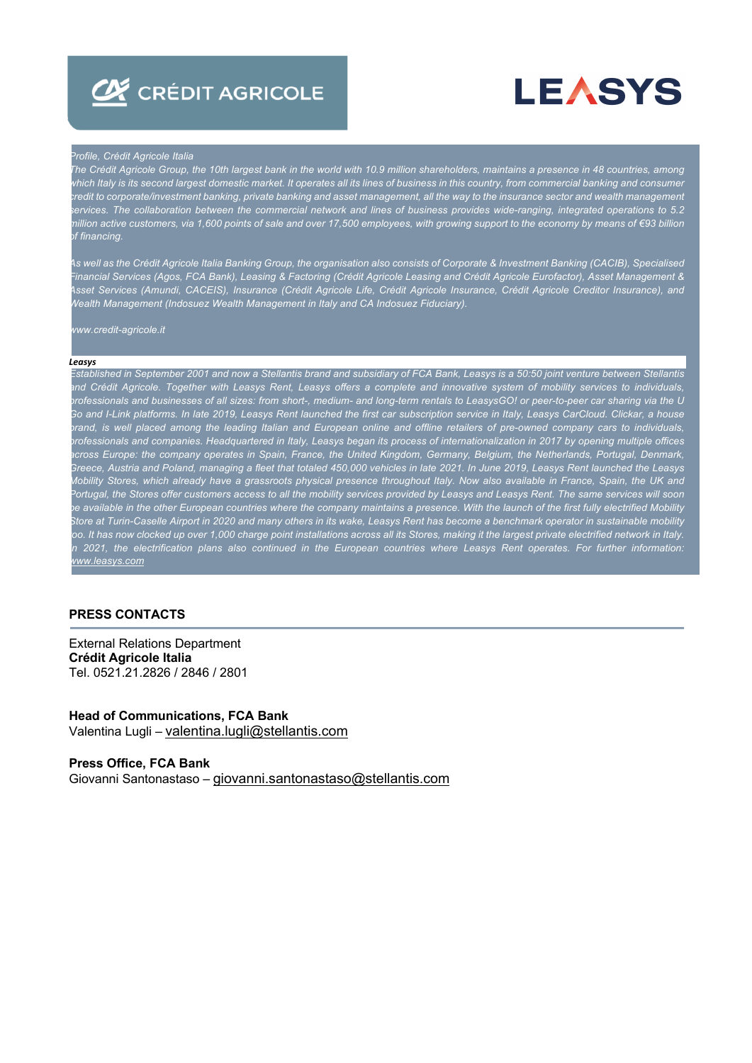*Profile, Crédit Agricole Italia*

*The Crédit Agricole Group, the 10th largest bank in the world with 10.9 million shareholders, maintains a presence in 48 countries, among which Italy is its second largest domestic market. It operates all its lines of business in this country, from commercial banking and consumer credit to corporate/investment banking, private banking and asset management, all the way to the insurance sector and wealth management services. The collaboration between the commercial network and lines of business provides wide-ranging, integrated operations to 5.2 million active customers, via 1,600 points of sale and over 17,500 employees, with growing support to the economy by means of €93 billion of financing.*

*As well as the Crédit Agricole Italia Banking Group, the organisation also consists of Corporate & Investment Banking (CACIB), Specialised Financial Services (Agos, FCA Bank), Leasing & Factoring (Crédit Agricole Leasing and Crédit Agricole Eurofactor), Asset Management & Asset Services (Amundi, CACEIS), Insurance (Crédit Agricole Life, Crédit Agricole Insurance, Crédit Agricole Creditor Insurance), and Wealth Management (Indosuez Wealth Management in Italy and CA Indosuez Fiduciary).*

*www.credit-agricole.it*

***Leasys***

*Established in September 2001 and now a Stellantis brand and subsidiary of FCA Bank, Leasys is a 50:50 joint venture between Stellantis and Crédit Agricole. Together with Leasys Rent, Leasys offers a complete and innovative system of mobility services to individuals, professionals and businesses of all sizes: from short-, medium- and long-term rentals to LeasysGO! or peer-to-peer car sharing via the U Go and I-Link platforms. In late 2019, Leasys Rent launched the first car subscription service in Italy, Leasys CarCloud. Clickar, a house brand, is well placed among the leading Italian and European online and offline retailers of pre-owned company cars to individuals, professionals and companies. Headquartered in Italy, Leasys began its process of internationalization in 2017 by opening multiple offices across Europe: the company operates in Spain, France, the United Kingdom, Germany, Belgium, the Netherlands, Portugal, Denmark, Greece, Austria and Poland, managing a fleet that totaled 450,000 vehicles in late 2021. In June 2019, Leasys Rent launched the Leasys Mobility Stores, which already have a grassroots physical presence throughout Italy. Now also available in France, Spain, the UK and Portugal, the Stores offer customers access to all the mobility services provided by Leasys and Leasys Rent. The same services will soon be available in the other European countries where the company maintains a presence. With the launch of the first fully electrified Mobility Store at Turin-Caselle Airport in 2020 and many others in its wake, Leasys Rent has become a benchmark operator in sustainable mobility too. It has now clocked up over 1,000 charge point installations across all its Stores, making it the largest private electrified network in Italy. In 2021, the electrification plans also continued in the European countries where Leasys Rent operates. For further information: www.leasys.com*

## PRESS CONTACTS

External Relations Department
**Crédit Agricole Italia**
Tel. 0521.21.2826 / 2846 / 2801

**Head of Communications, FCA Bank**
Valentina Lugli – valentina.lugli@stellantis.com

**Press Office, FCA Bank**
Giovanni Santonastaso – giovanni.santonastaso@stellantis.com